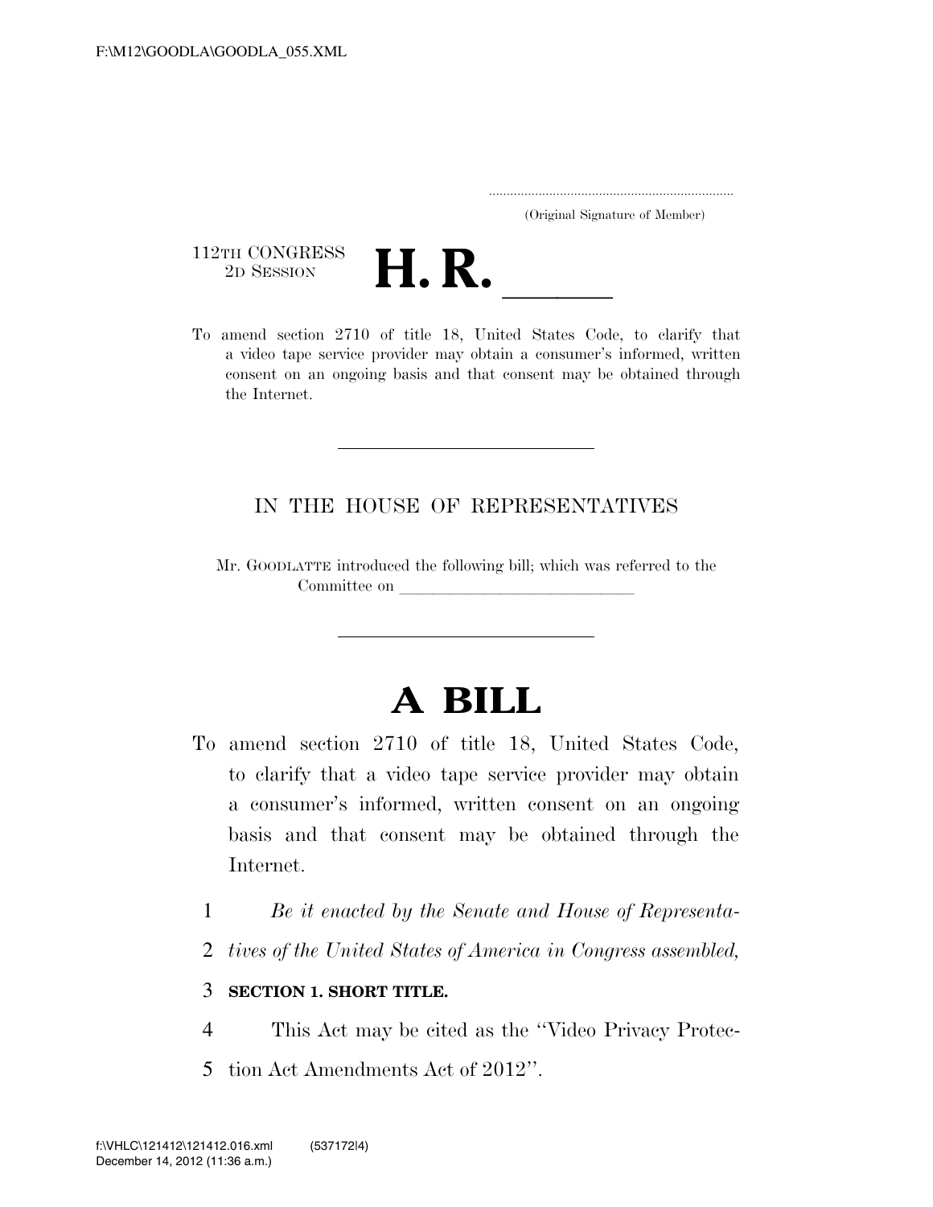(Original Signature of Member)

112TH CONGRESS
2D SESSION

# H. R. \_\_\_\_\_

To amend section 2710 of title 18, United States Code, to clarify that a video tape service provider may obtain a consumer's informed, written consent on an ongoing basis and that consent may be obtained through the Internet.

IN THE HOUSE OF REPRESENTATIVES

Mr. GOODLATTE introduced the following bill; which was referred to the Committee on \_\_\_\_\_\_\_\_\_\_\_\_\_\_\_\_\_\_\_\_\_\_\_\_\_\_\_\_

# A BILL

To amend section 2710 of title 18, United States Code, to clarify that a video tape service provider may obtain a consumer's informed, written consent on an ongoing basis and that consent may be obtained through the Internet.

1 *Be it enacted by the Senate and House of Representa-*
2 *tives of the United States of America in Congress assembled,*

3 **SECTION 1. SHORT TITLE.**

4 This Act may be cited as the ''Video Privacy Protec-
5 tion Act Amendments Act of 2012''.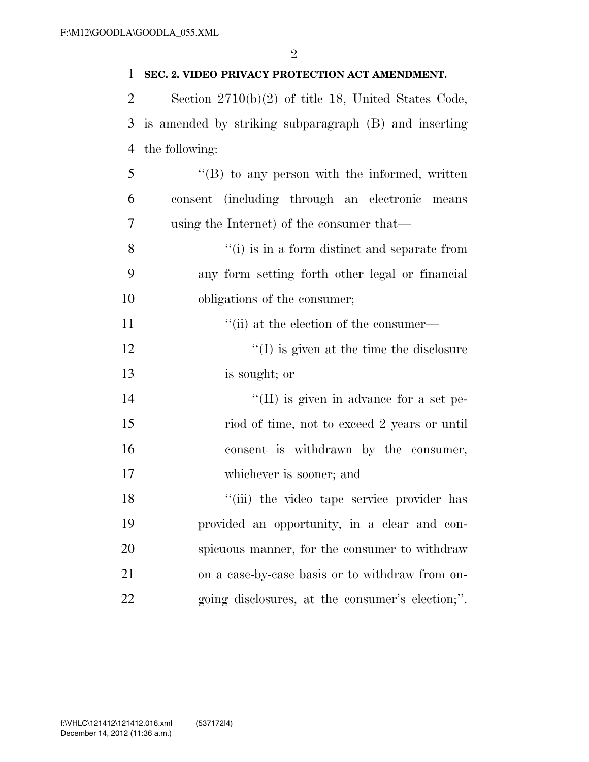**SEC. 2. VIDEO PRIVACY PROTECTION ACT AMENDMENT.**

Section 2710(b)(2) of title 18, United States Code, is amended by striking subparagraph (B) and inserting the following:

"(B) to any person with the informed, written consent (including through an electronic means using the Internet) of the consumer that—

"(i) is in a form distinct and separate from any form setting forth other legal or financial obligations of the consumer;

"(ii) at the election of the consumer—

"(I) is given at the time the disclosure is sought; or

"(II) is given in advance for a set period of time, not to exceed 2 years or until consent is withdrawn by the consumer, whichever is sooner; and

"(iii) the video tape service provider has provided an opportunity, in a clear and conspicuous manner, for the consumer to withdraw on a case-by-case basis or to withdraw from ongoing disclosures, at the consumer's election;".